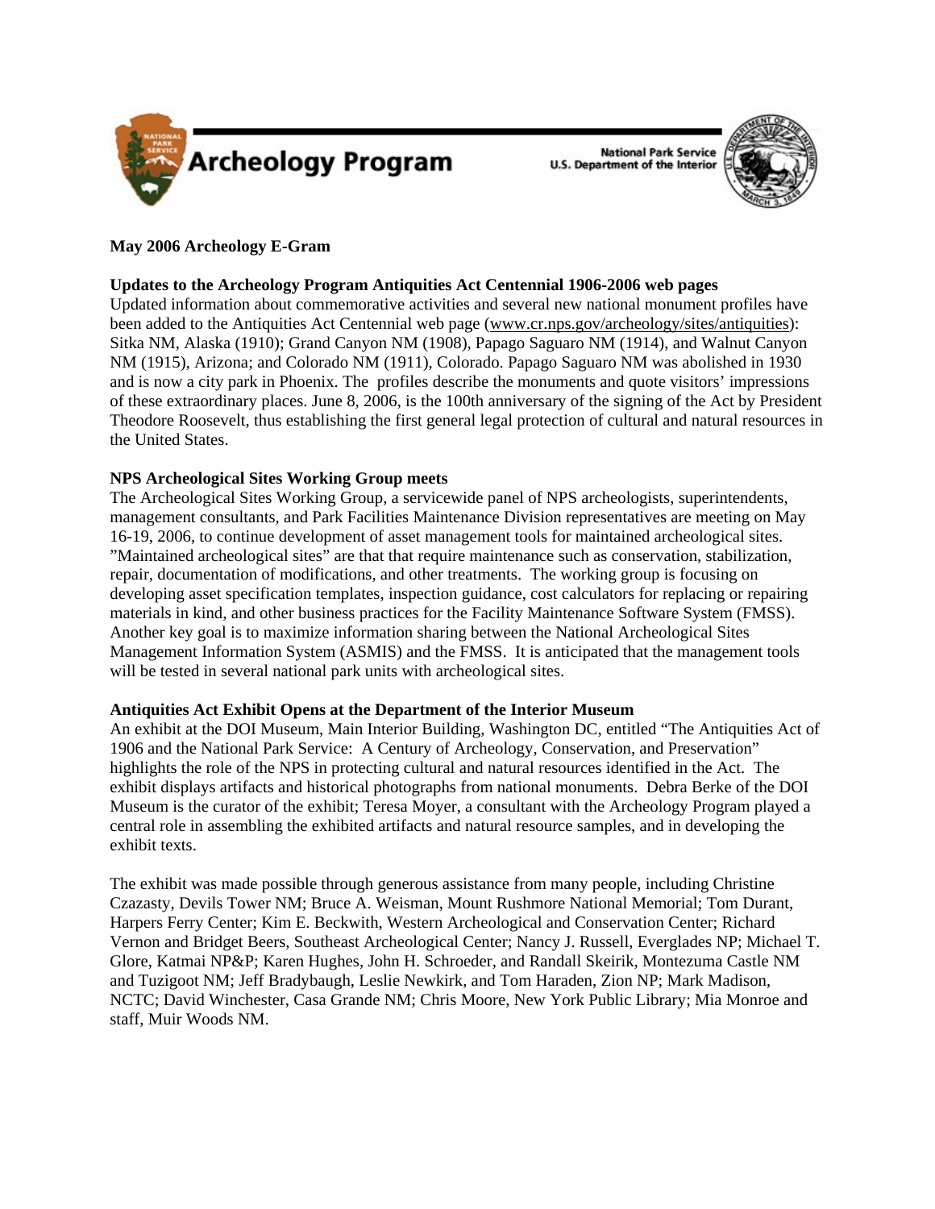# Archeology Program

National Park Service
U.S. Department of the Interior

**May 2006 Archeology E-Gram**

**Updates to the Archeology Program Antiquities Act Centennial 1906-2006 web pages**

Updated information about commemorative activities and several new national monument profiles have been added to the Antiquities Act Centennial web page (www.cr.nps.gov/archeology/sites/antiquities): Sitka NM, Alaska (1910); Grand Canyon NM (1908), Papago Saguaro NM (1914), and Walnut Canyon NM (1915), Arizona; and Colorado NM (1911), Colorado. Papago Saguaro NM was abolished in 1930 and is now a city park in Phoenix. The profiles describe the monuments and quote visitors' impressions of these extraordinary places. June 8, 2006, is the 100th anniversary of the signing of the Act by President Theodore Roosevelt, thus establishing the first general legal protection of cultural and natural resources in the United States.

**NPS Archeological Sites Working Group meets**

The Archeological Sites Working Group, a servicewide panel of NPS archeologists, superintendents, management consultants, and Park Facilities Maintenance Division representatives are meeting on May 16-19, 2006, to continue development of asset management tools for maintained archeological sites. "Maintained archeological sites" are that that require maintenance such as conservation, stabilization, repair, documentation of modifications, and other treatments. The working group is focusing on developing asset specification templates, inspection guidance, cost calculators for replacing or repairing materials in kind, and other business practices for the Facility Maintenance Software System (FMSS). Another key goal is to maximize information sharing between the National Archeological Sites Management Information System (ASMIS) and the FMSS. It is anticipated that the management tools will be tested in several national park units with archeological sites.

**Antiquities Act Exhibit Opens at the Department of the Interior Museum**

An exhibit at the DOI Museum, Main Interior Building, Washington DC, entitled "The Antiquities Act of 1906 and the National Park Service: A Century of Archeology, Conservation, and Preservation" highlights the role of the NPS in protecting cultural and natural resources identified in the Act. The exhibit displays artifacts and historical photographs from national monuments. Debra Berke of the DOI Museum is the curator of the exhibit; Teresa Moyer, a consultant with the Archeology Program played a central role in assembling the exhibited artifacts and natural resource samples, and in developing the exhibit texts.

The exhibit was made possible through generous assistance from many people, including Christine Czazasty, Devils Tower NM; Bruce A. Weisman, Mount Rushmore National Memorial; Tom Durant, Harpers Ferry Center; Kim E. Beckwith, Western Archeological and Conservation Center; Richard Vernon and Bridget Beers, Southeast Archeological Center; Nancy J. Russell, Everglades NP; Michael T. Glore, Katmai NP&P; Karen Hughes, John H. Schroeder, and Randall Skeirik, Montezuma Castle NM and Tuzigoot NM; Jeff Bradybaugh, Leslie Newkirk, and Tom Haraden, Zion NP; Mark Madison, NCTC; David Winchester, Casa Grande NM; Chris Moore, New York Public Library; Mia Monroe and staff, Muir Woods NM.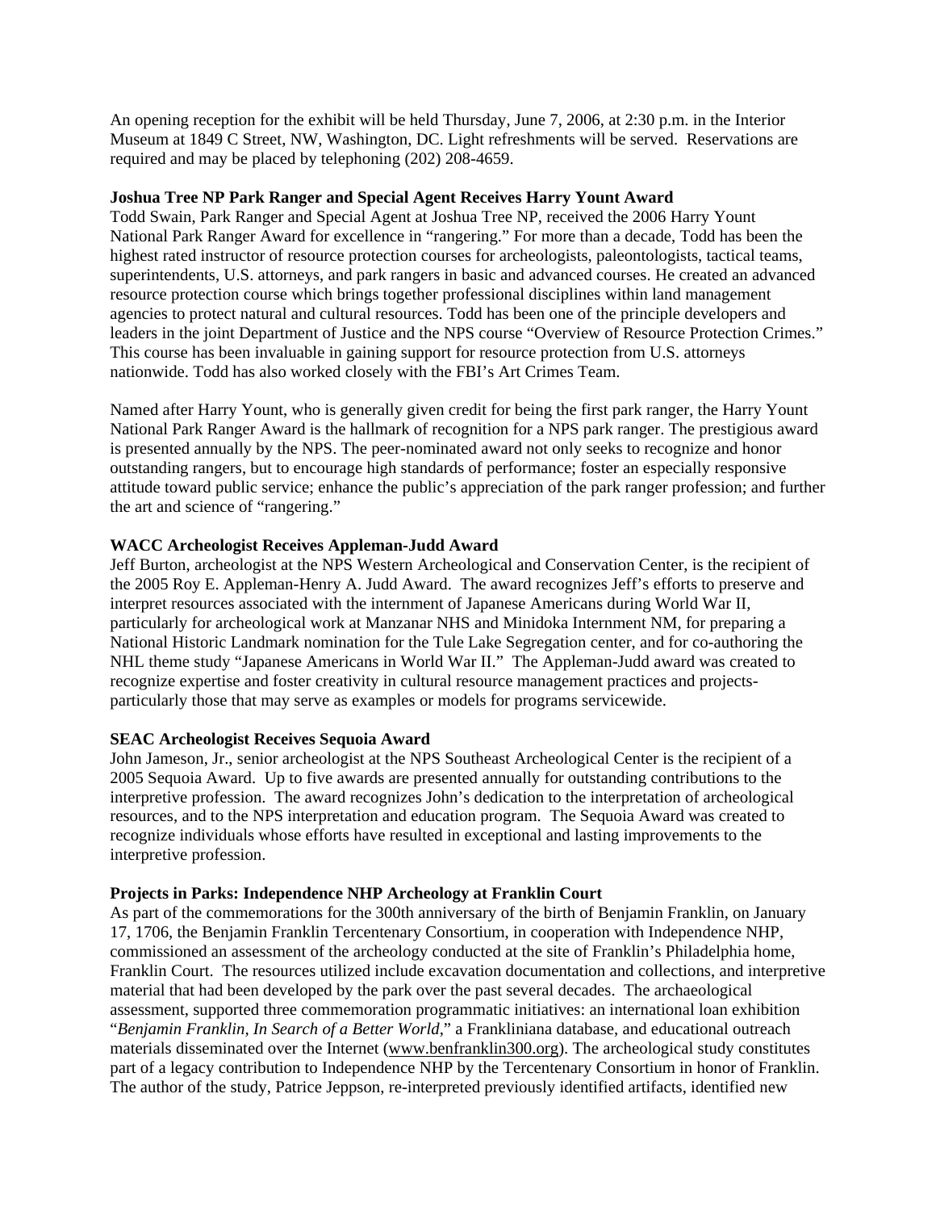An opening reception for the exhibit will be held Thursday, June 7, 2006, at 2:30 p.m. in the Interior Museum at 1849 C Street, NW, Washington, DC. Light refreshments will be served. Reservations are required and may be placed by telephoning (202) 208-4659.

**Joshua Tree NP Park Ranger and Special Agent Receives Harry Yount Award**

Todd Swain, Park Ranger and Special Agent at Joshua Tree NP, received the 2006 Harry Yount National Park Ranger Award for excellence in "rangering." For more than a decade, Todd has been the highest rated instructor of resource protection courses for archeologists, paleontologists, tactical teams, superintendents, U.S. attorneys, and park rangers in basic and advanced courses. He created an advanced resource protection course which brings together professional disciplines within land management agencies to protect natural and cultural resources. Todd has been one of the principle developers and leaders in the joint Department of Justice and the NPS course "Overview of Resource Protection Crimes." This course has been invaluable in gaining support for resource protection from U.S. attorneys nationwide. Todd has also worked closely with the FBI's Art Crimes Team.

Named after Harry Yount, who is generally given credit for being the first park ranger, the Harry Yount National Park Ranger Award is the hallmark of recognition for a NPS park ranger. The prestigious award is presented annually by the NPS. The peer-nominated award not only seeks to recognize and honor outstanding rangers, but to encourage high standards of performance; foster an especially responsive attitude toward public service; enhance the public's appreciation of the park ranger profession; and further the art and science of "rangering."

**WACC Archeologist Receives Appleman-Judd Award**

Jeff Burton, archeologist at the NPS Western Archeological and Conservation Center, is the recipient of the 2005 Roy E. Appleman-Henry A. Judd Award. The award recognizes Jeff's efforts to preserve and interpret resources associated with the internment of Japanese Americans during World War II, particularly for archeological work at Manzanar NHS and Minidoka Internment NM, for preparing a National Historic Landmark nomination for the Tule Lake Segregation center, and for co-authoring the NHL theme study "Japanese Americans in World War II." The Appleman-Judd award was created to recognize expertise and foster creativity in cultural resource management practices and projects- particularly those that may serve as examples or models for programs servicewide.

**SEAC Archeologist Receives Sequoia Award**

John Jameson, Jr., senior archeologist at the NPS Southeast Archeological Center is the recipient of a 2005 Sequoia Award. Up to five awards are presented annually for outstanding contributions to the interpretive profession. The award recognizes John's dedication to the interpretation of archeological resources, and to the NPS interpretation and education program. The Sequoia Award was created to recognize individuals whose efforts have resulted in exceptional and lasting improvements to the interpretive profession.

**Projects in Parks: Independence NHP Archeology at Franklin Court**

As part of the commemorations for the 300th anniversary of the birth of Benjamin Franklin, on January 17, 1706, the Benjamin Franklin Tercentenary Consortium, in cooperation with Independence NHP, commissioned an assessment of the archeology conducted at the site of Franklin's Philadelphia home, Franklin Court. The resources utilized include excavation documentation and collections, and interpretive material that had been developed by the park over the past several decades. The archaeological assessment, supported three commemoration programmatic initiatives: an international loan exhibition "*Benjamin Franklin, In Search of a Better World*," a Frankliniana database, and educational outreach materials disseminated over the Internet (www.benfranklin300.org). The archeological study constitutes part of a legacy contribution to Independence NHP by the Tercentenary Consortium in honor of Franklin. The author of the study, Patrice Jeppson, re-interpreted previously identified artifacts, identified new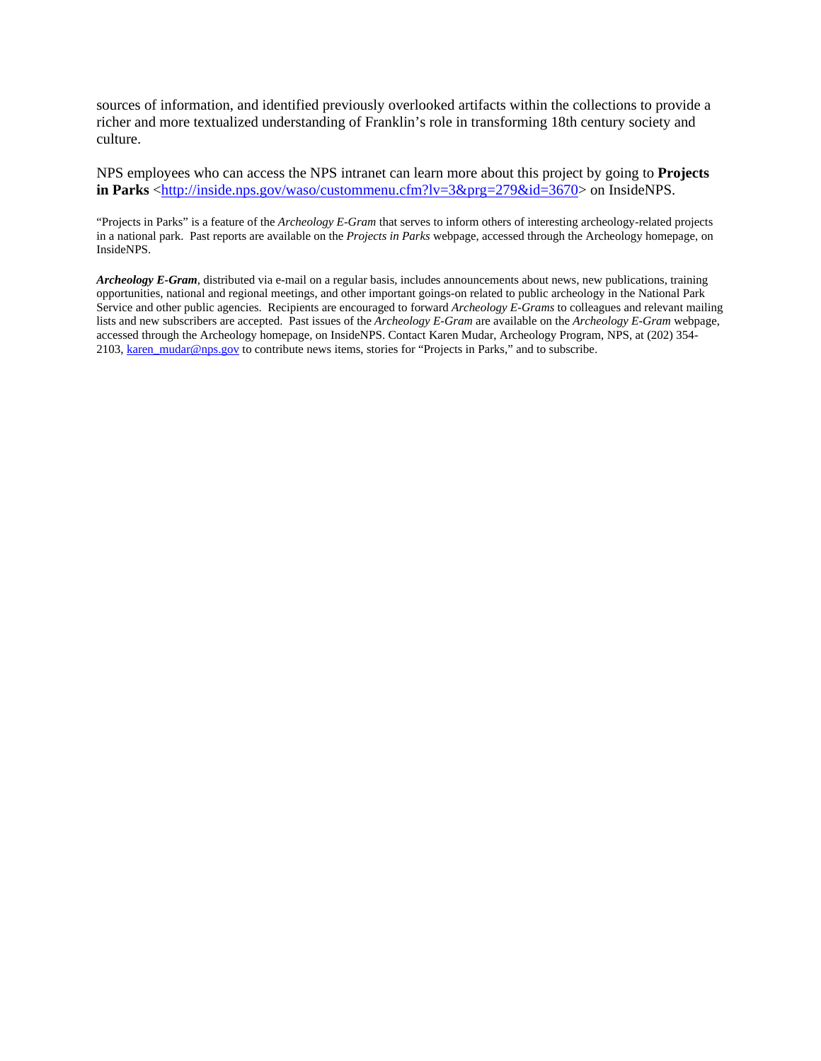sources of information, and identified previously overlooked artifacts within the collections to provide a richer and more textualized understanding of Franklin's role in transforming 18th century society and culture.

NPS employees who can access the NPS intranet can learn more about this project by going to **Projects in Parks** <http://inside.nps.gov/waso/custommenu.cfm?lv=3&prg=279&id=3670> on InsideNPS.

"Projects in Parks" is a feature of the *Archeology E-Gram* that serves to inform others of interesting archeology-related projects in a national park. Past reports are available on the *Projects in Parks* webpage, accessed through the Archeology homepage, on InsideNPS.

***Archeology E-Gram***, distributed via e-mail on a regular basis, includes announcements about news, new publications, training opportunities, national and regional meetings, and other important goings-on related to public archeology in the National Park Service and other public agencies. Recipients are encouraged to forward *Archeology E-Grams* to colleagues and relevant mailing lists and new subscribers are accepted. Past issues of the *Archeology E-Gram* are available on the *Archeology E-Gram* webpage, accessed through the Archeology homepage, on InsideNPS. Contact Karen Mudar, Archeology Program, NPS, at (202) 354-2103, karen_mudar@nps.gov to contribute news items, stories for "Projects in Parks," and to subscribe.